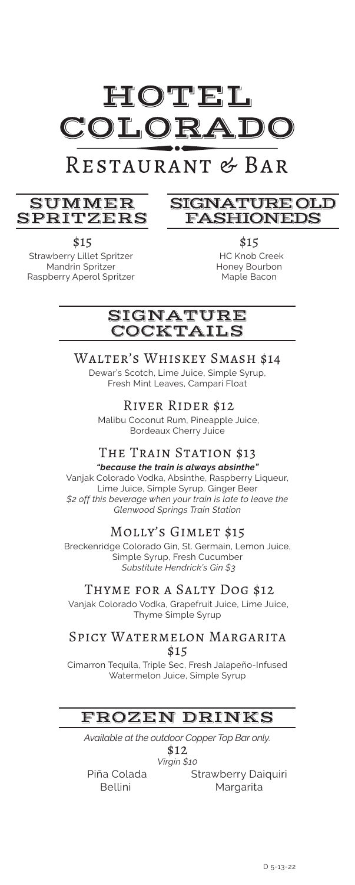# HOTEL COLORADO

## Restaurant & Bar

## SUMMER SPRITZERS

$15

Strawberry Lillet Spritzer
Mandrin Spritzer
Raspberry Aperol Spritzer

## SIGNATURE OLD FASHIONEDS

$15

HC Knob Creek
Honey Bourbon
Maple Bacon

## SIGNATURE COCKTAILS

### Walter's Whiskey Smash $14

Dewar's Scotch, Lime Juice, Simple Syrup, Fresh Mint Leaves, Campari Float

### River Rider $12

Malibu Coconut Rum, Pineapple Juice, Bordeaux Cherry Juice

### The Train Station $13

***"because the train is always absinthe"***

Vanjak Colorado Vodka, Absinthe, Raspberry Liqueur, Lime Juice, Simple Syrup, Ginger Beer

*$2 off this beverage when your train is late to leave the Glenwood Springs Train Station*

### Molly's Gimlet $15

Breckenridge Colorado Gin, St. Germain, Lemon Juice, Simple Syrup, Fresh Cucumber

*Substitute Hendrick's Gin $3*

### Thyme for a Salty Dog $12

Vanjak Colorado Vodka, Grapefruit Juice, Lime Juice, Thyme Simple Syrup

### Spicy Watermelon Margarita $15

Cimarron Tequila, Triple Sec, Fresh Jalapeño-Infused Watermelon Juice, Simple Syrup

## FROZEN DRINKS

*Available at the outdoor Copper Top Bar only.*

$12
*Virgin $10*

Piña Colada
Strawberry Daiquiri
Bellini
Margarita

D 5-13-22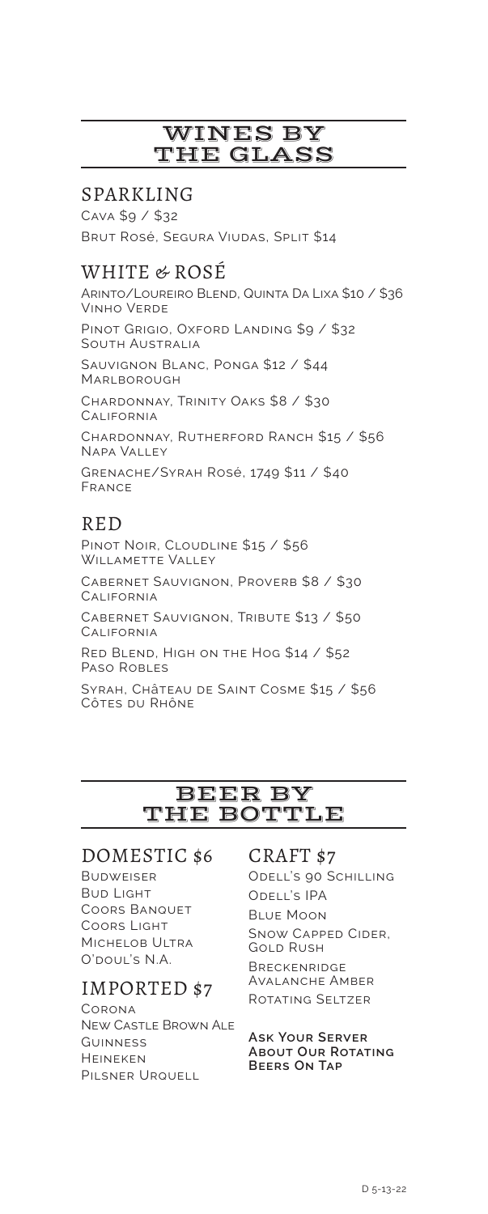# WINES BY THE GLASS

## SPARKLING

Cava $9 / $32

Brut Rosé, Segura Viudas, Split $14

## WHITE & ROSÉ

Arinto/Loureiro Blend, Quinta Da Lixa $10 / $36
Vinho Verde

Pinot Grigio, Oxford Landing $9 / $32
South Australia

Sauvignon Blanc, Ponga $12 / $44
Marlborough

Chardonnay, Trinity Oaks $8 / $30
California

Chardonnay, Rutherford Ranch $15 / $56
Napa Valley

Grenache/Syrah Rosé, 1749 $11 / $40
France

## RED

Pinot Noir, Cloudline $15 / $56
Willamette Valley

Cabernet Sauvignon, Proverb $8 / $30
California

Cabernet Sauvignon, Tribute $13 / $50
California

Red Blend, High on the Hog $14 / $52
Paso Robles

Syrah, Château de Saint Cosme $15 / $56
Côtes du Rhône

# BEER BY THE BOTTLE

## DOMESTIC $6

Budweiser
Bud Light
Coors Banquet
Coors Light
Michelob Ultra
O'Doul's N.A.

## IMPORTED $7

Corona
New Castle Brown Ale
Guinness
Heineken
Pilsner Urquell

## CRAFT $7

Odell's 90 Schilling

Odell's IPA

Blue Moon

Snow Capped Cider, Gold Rush

Breckenridge Avalanche Amber

Rotating Seltzer

**Ask Your Server About Our Rotating Beers On Tap**

D 5-13-22